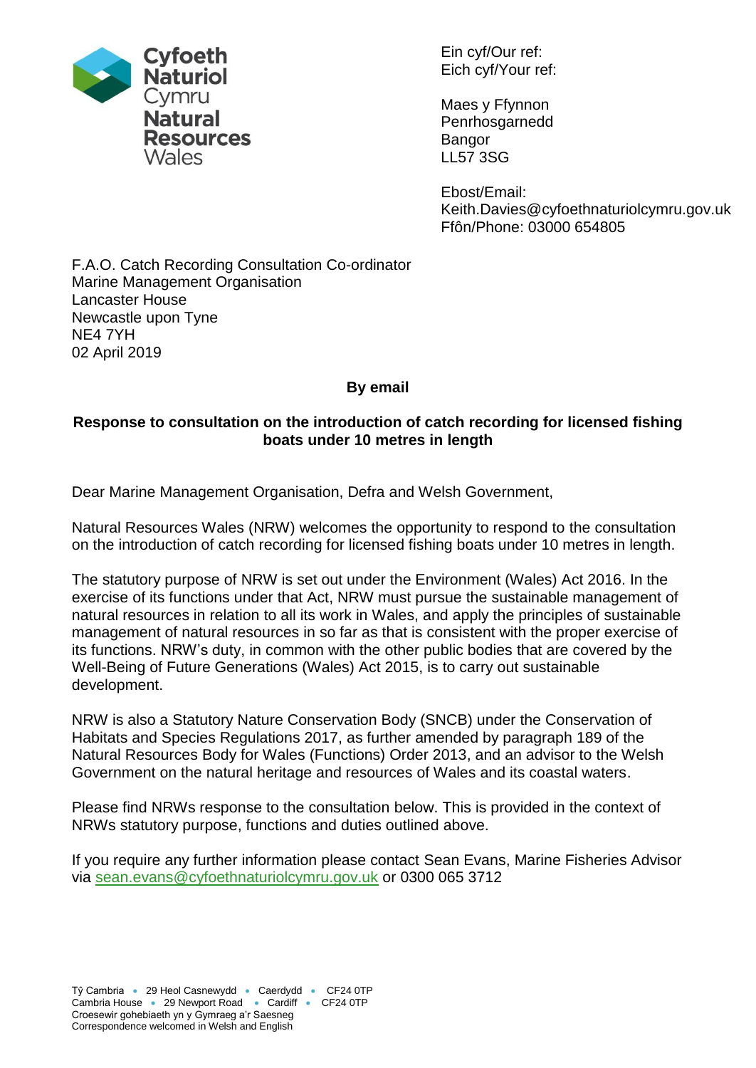Cyfoeth Naturiol Cymru
Natural Resources Wales

Ein cyf/Our ref:
Eich cyf/Your ref:

Maes y Ffynnon
Penrhosgarnedd
Bangor
LL57 3SG

Ebost/Email:
Keith.Davies@cyfoethnaturiolcymru.gov.uk
Ffôn/Phone: 03000 654805

F.A.O. Catch Recording Consultation Co-ordinator
Marine Management Organisation
Lancaster House
Newcastle upon Tyne
NE4 7YH
02 April 2019

**By email**

**Response to consultation on the introduction of catch recording for licensed fishing boats under 10 metres in length**

Dear Marine Management Organisation, Defra and Welsh Government,

Natural Resources Wales (NRW) welcomes the opportunity to respond to the consultation on the introduction of catch recording for licensed fishing boats under 10 metres in length.

The statutory purpose of NRW is set out under the Environment (Wales) Act 2016. In the exercise of its functions under that Act, NRW must pursue the sustainable management of natural resources in relation to all its work in Wales, and apply the principles of sustainable management of natural resources in so far as that is consistent with the proper exercise of its functions. NRW's duty, in common with the other public bodies that are covered by the Well-Being of Future Generations (Wales) Act 2015, is to carry out sustainable development.

NRW is also a Statutory Nature Conservation Body (SNCB) under the Conservation of Habitats and Species Regulations 2017, as further amended by paragraph 189 of the Natural Resources Body for Wales (Functions) Order 2013, and an advisor to the Welsh Government on the natural heritage and resources of Wales and its coastal waters.

Please find NRWs response to the consultation below. This is provided in the context of NRWs statutory purpose, functions and duties outlined above.

If you require any further information please contact Sean Evans, Marine Fisheries Advisor via sean.evans@cyfoethnaturiolcymru.gov.uk or 0300 065 3712

Tŷ Cambria • 29 Heol Casnewydd • Caerdydd • CF24 0TP
Cambria House • 29 Newport Road • Cardiff • CF24 0TP
Croesewir gohebiaeth yn y Gymraeg a'r Saesneg
Correspondence welcomed in Welsh and English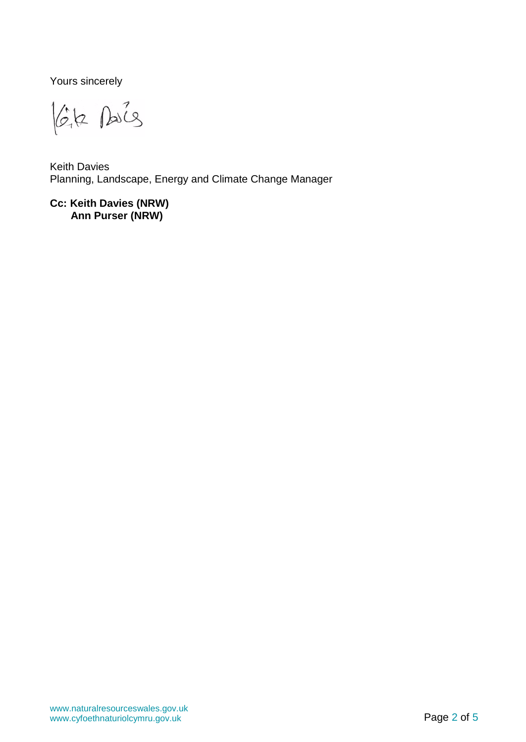Yours sincerely

Keith Davies
Planning, Landscape, Energy and Climate Change Manager

**Cc: Keith Davies (NRW)**
**Ann Purser (NRW)**

www.naturalresourceswales.gov.uk
www.cyfoethnaturiolcymru.gov.uk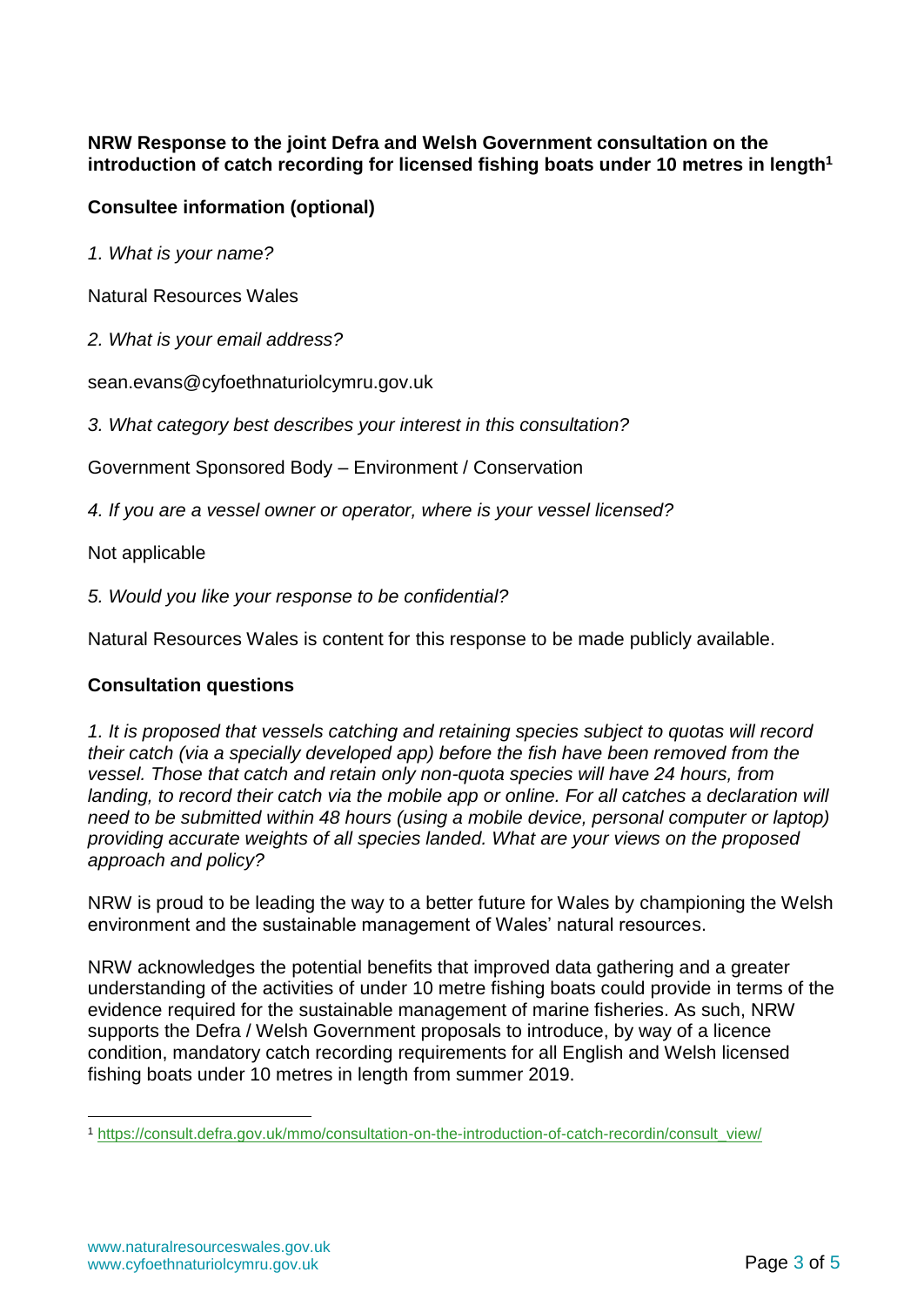**NRW Response to the joint Defra and Welsh Government consultation on the introduction of catch recording for licensed fishing boats under 10 metres in length[1]**

**Consultee information (optional)**

*1. What is your name?*

Natural Resources Wales

*2. What is your email address?*

sean.evans@cyfoethnaturiolcymru.gov.uk

*3. What category best describes your interest in this consultation?*

Government Sponsored Body – Environment / Conservation

*4. If you are a vessel owner or operator, where is your vessel licensed?*

Not applicable

*5. Would you like your response to be confidential?*

Natural Resources Wales is content for this response to be made publicly available.

**Consultation questions**

*1. It is proposed that vessels catching and retaining species subject to quotas will record their catch (via a specially developed app) before the fish have been removed from the vessel. Those that catch and retain only non-quota species will have 24 hours, from landing, to record their catch via the mobile app or online. For all catches a declaration will need to be submitted within 48 hours (using a mobile device, personal computer or laptop) providing accurate weights of all species landed. What are your views on the proposed approach and policy?*

NRW is proud to be leading the way to a better future for Wales by championing the Welsh environment and the sustainable management of Wales' natural resources.

NRW acknowledges the potential benefits that improved data gathering and a greater understanding of the activities of under 10 metre fishing boats could provide in terms of the evidence required for the sustainable management of marine fisheries. As such, NRW supports the Defra / Welsh Government proposals to introduce, by way of a licence condition, mandatory catch recording requirements for all English and Welsh licensed fishing boats under 10 metres in length from summer 2019.

[1] https://consult.defra.gov.uk/mmo/consultation-on-the-introduction-of-catch-recordin/consult_view/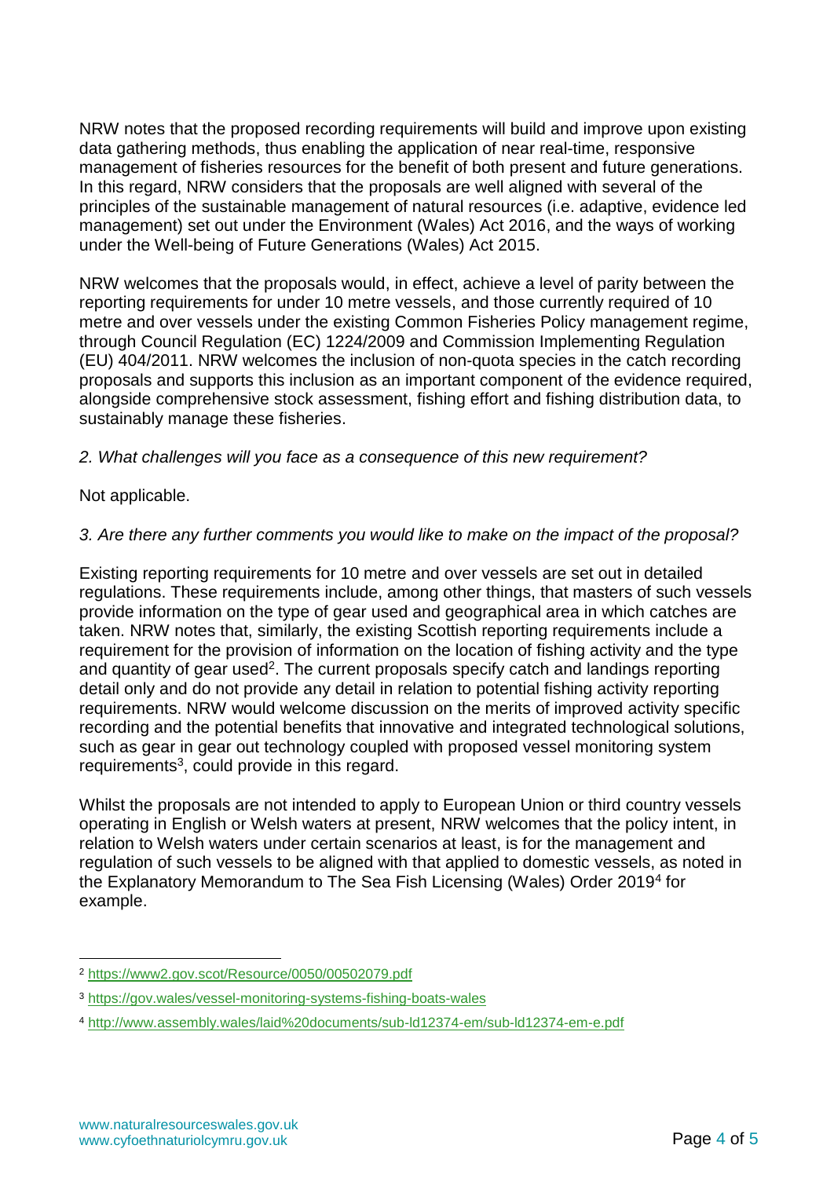NRW notes that the proposed recording requirements will build and improve upon existing data gathering methods, thus enabling the application of near real-time, responsive management of fisheries resources for the benefit of both present and future generations. In this regard, NRW considers that the proposals are well aligned with several of the principles of the sustainable management of natural resources (i.e. adaptive, evidence led management) set out under the Environment (Wales) Act 2016, and the ways of working under the Well-being of Future Generations (Wales) Act 2015.

NRW welcomes that the proposals would, in effect, achieve a level of parity between the reporting requirements for under 10 metre vessels, and those currently required of 10 metre and over vessels under the existing Common Fisheries Policy management regime, through Council Regulation (EC) 1224/2009 and Commission Implementing Regulation (EU) 404/2011. NRW welcomes the inclusion of non-quota species in the catch recording proposals and supports this inclusion as an important component of the evidence required, alongside comprehensive stock assessment, fishing effort and fishing distribution data, to sustainably manage these fisheries.

*2. What challenges will you face as a consequence of this new requirement?*

Not applicable.

*3. Are there any further comments you would like to make on the impact of the proposal?*

Existing reporting requirements for 10 metre and over vessels are set out in detailed regulations. These requirements include, among other things, that masters of such vessels provide information on the type of gear used and geographical area in which catches are taken. NRW notes that, similarly, the existing Scottish reporting requirements include a requirement for the provision of information on the location of fishing activity and the type and quantity of gear used[2]. The current proposals specify catch and landings reporting detail only and do not provide any detail in relation to potential fishing activity reporting requirements. NRW would welcome discussion on the merits of improved activity specific recording and the potential benefits that innovative and integrated technological solutions, such as gear in gear out technology coupled with proposed vessel monitoring system requirements[3], could provide in this regard.

Whilst the proposals are not intended to apply to European Union or third country vessels operating in English or Welsh waters at present, NRW welcomes that the policy intent, in relation to Welsh waters under certain scenarios at least, is for the management and regulation of such vessels to be aligned with that applied to domestic vessels, as noted in the Explanatory Memorandum to The Sea Fish Licensing (Wales) Order 2019[4] for example.

---

[2] https://www2.gov.scot/Resource/0050/00502079.pdf

[3] https://gov.wales/vessel-monitoring-systems-fishing-boats-wales

[4] http://www.assembly.wales/laid%20documents/sub-ld12374-em/sub-ld12374-em-e.pdf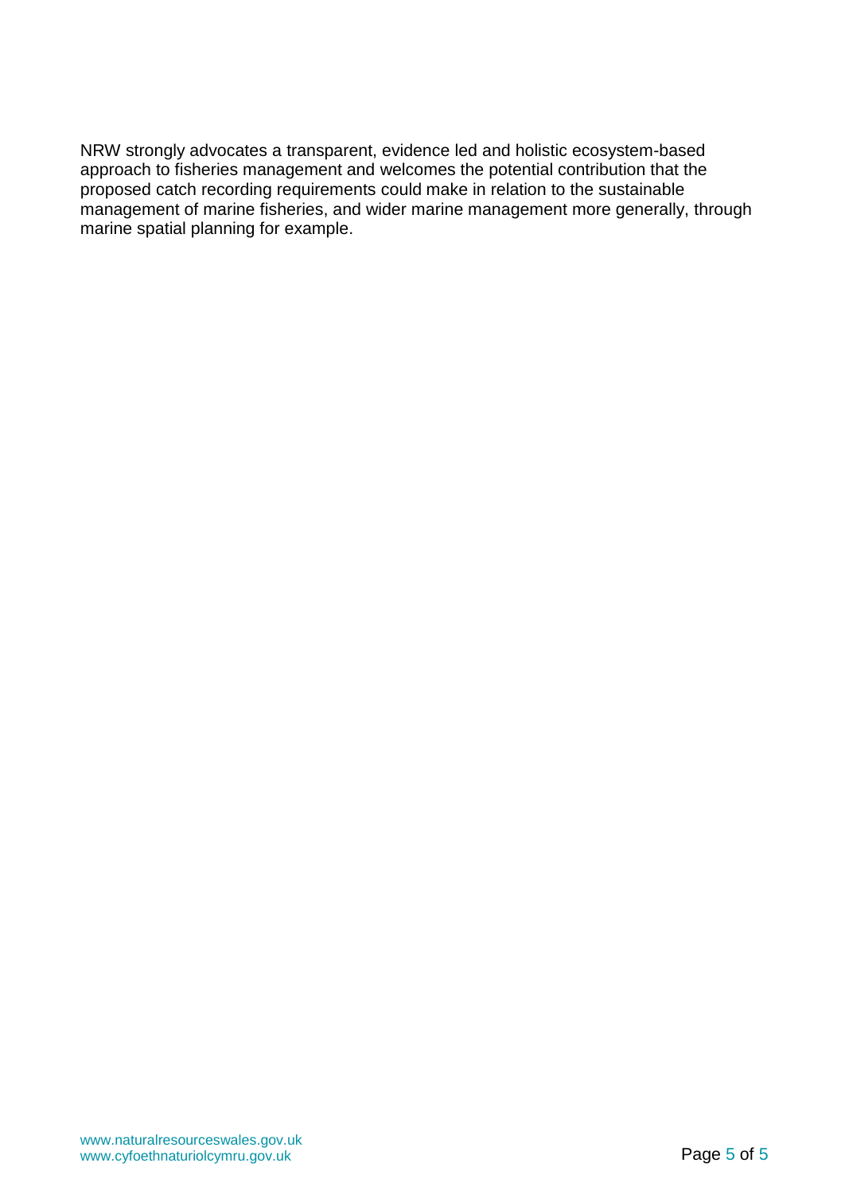NRW strongly advocates a transparent, evidence led and holistic ecosystem-based approach to fisheries management and welcomes the potential contribution that the proposed catch recording requirements could make in relation to the sustainable management of marine fisheries, and wider marine management more generally, through marine spatial planning for example.